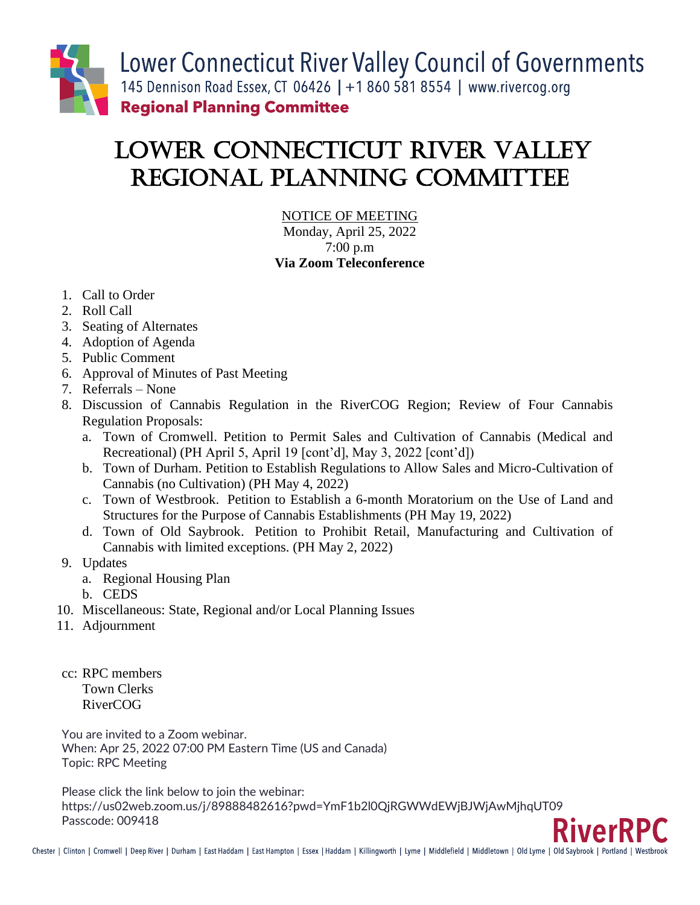Lower Connecticut River Valley Council of Governments
145 Dennison Road Essex, CT 06426 | +1 860 581 8554 | www.rivercog.org
**Regional Planning Committee**

# LOWER CONNECTICUT RIVER VALLEY REGIONAL PLANNING COMMITTEE

NOTICE OF MEETING
Monday, April 25, 2022
7:00 p.m
**Via Zoom Teleconference**

1. Call to Order
2. Roll Call
3. Seating of Alternates
4. Adoption of Agenda
5. Public Comment
6. Approval of Minutes of Past Meeting
7. Referrals – None
8. Discussion of Cannabis Regulation in the RiverCOG Region; Review of Four Cannabis Regulation Proposals:
   a. Town of Cromwell. Petition to Permit Sales and Cultivation of Cannabis (Medical and Recreational) (PH April 5, April 19 [cont'd], May 3, 2022 [cont'd])
   b. Town of Durham. Petition to Establish Regulations to Allow Sales and Micro-Cultivation of Cannabis (no Cultivation) (PH May 4, 2022)
   c. Town of Westbrook. Petition to Establish a 6-month Moratorium on the Use of Land and Structures for the Purpose of Cannabis Establishments (PH May 19, 2022)
   d. Town of Old Saybrook. Petition to Prohibit Retail, Manufacturing and Cultivation of Cannabis with limited exceptions. (PH May 2, 2022)
9. Updates
   a. Regional Housing Plan
   b. CEDS
10. Miscellaneous: State, Regional and/or Local Planning Issues
11. Adjournment

cc: RPC members
Town Clerks
RiverCOG

You are invited to a Zoom webinar.
When: Apr 25, 2022 07:00 PM Eastern Time (US and Canada)
Topic: RPC Meeting

Please click the link below to join the webinar:
https://us02web.zoom.us/j/89888482616?pwd=YmF1b2l0QjRGWWdEWjBJWjAwMjhqUT09
Passcode: 009418

RiverRPC

Chester | Clinton | Cromwell | Deep River | Durham | East Haddam | East Hampton | Essex | Haddam | Killingworth | Lyme | Middlefield | Middletown | Old Lyme | Old Saybrook | Portland | Westbrook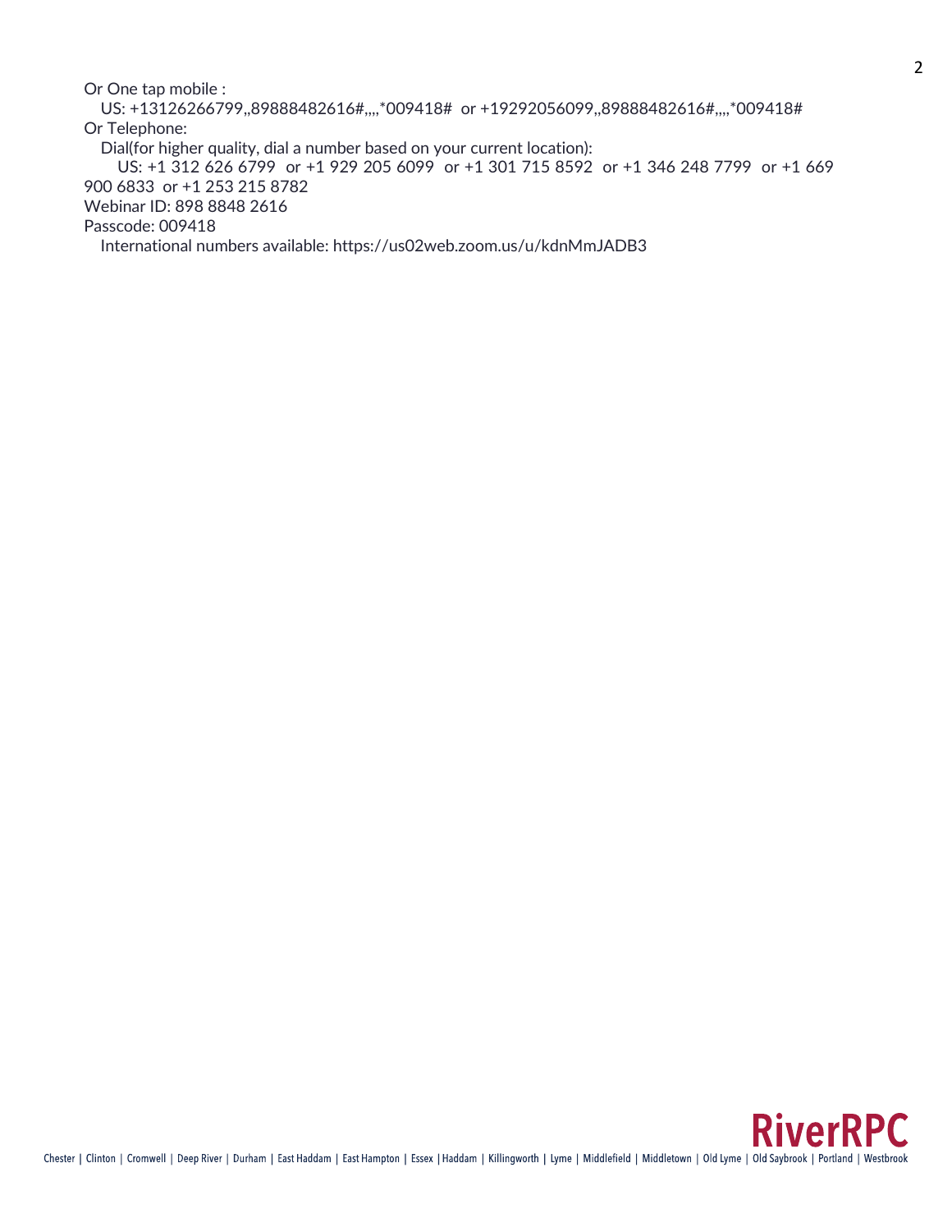Or One tap mobile :

US: +13126266799,,89888482616#,,,,*009418# or +19292056099,,89888482616#,,,,*009418#

Or Telephone:

Dial(for higher quality, dial a number based on your current location):

US: +1 312 626 6799 or +1 929 205 6099 or +1 301 715 8592 or +1 346 248 7799 or +1 669 900 6833 or +1 253 215 8782

Webinar ID: 898 8848 2616

Passcode: 009418

International numbers available: https://us02web.zoom.us/u/kdnMmJADB3